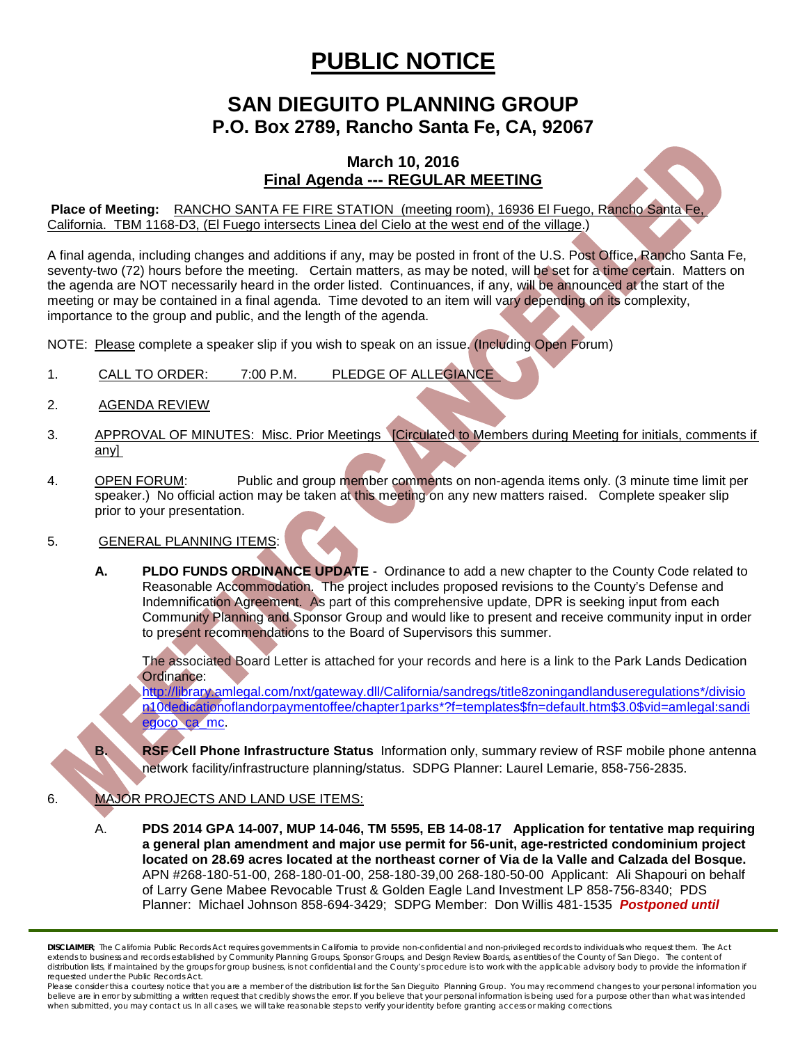# PUBLIC NOTICE

## SAN DIEGUITO PLANNING GROUP
### P.O. Box 2789, Rancho Santa Fe, CA, 92067

**March 10, 2016**
**Final Agenda --- REGULAR MEETING**

MEETING CANCELLED

**Place of Meeting:** RANCHO SANTA FE FIRE STATION (meeting room), 16936 El Fuego, Rancho Santa Fe, California. TBM 1168-D3, (El Fuego intersects Linea del Cielo at the west end of the village.)

A final agenda, including changes and additions if any, may be posted in front of the U.S. Post Office, Rancho Santa Fe, seventy-two (72) hours before the meeting. Certain matters, as may be noted, will be set for a time certain. Matters on the agenda are NOT necessarily heard in the order listed. Continuances, if any, will be announced at the start of the meeting or may be contained in a final agenda. Time devoted to an item will vary depending on its complexity, importance to the group and public, and the length of the agenda.

NOTE: Please complete a speaker slip if you wish to speak on an issue. (Including Open Forum)

1. CALL TO ORDER: 7:00 P.M. PLEDGE OF ALLEGIANCE

2. AGENDA REVIEW

3. APPROVAL OF MINUTES: Misc. Prior Meetings [Circulated to Members during Meeting for initials, comments if any]

4. OPEN FORUM: Public and group member comments on non-agenda items only. (3 minute time limit per speaker.) No official action may be taken at this meeting on any new matters raised. Complete speaker slip prior to your presentation.

5. GENERAL PLANNING ITEMS:

   **A. PLDO FUNDS ORDINANCE UPDATE** - Ordinance to add a new chapter to the County Code related to Reasonable Accommodation. The project includes proposed revisions to the County's Defense and Indemnification Agreement. As part of this comprehensive update, DPR is seeking input from each Community Planning and Sponsor Group and would like to present and receive community input in order to present recommendations to the Board of Supervisors this summer.

   The associated Board Letter is attached for your records and here is a link to the Park Lands Dedication Ordinance:
   http://library.amlegal.com/nxt/gateway.dll/California/sandregs/title8zoningandlanduseregulations*/division10dedicationoflandorpaymentoffee/chapter1parks*?f=templates$fn=default.htm$3.0$vid=amlegal:sandiegoco_ca_mc.

   **B. RSF Cell Phone Infrastructure Status** Information only, summary review of RSF mobile phone antenna network facility/infrastructure planning/status. SDPG Planner: Laurel Lemarie, 858-756-2835.

6. MAJOR PROJECTS AND LAND USE ITEMS:

   A. **PDS 2014 GPA 14-007, MUP 14-046, TM 5595, EB 14-08-17 Application for tentative map requiring a general plan amendment and major use permit for 56-unit, age-restricted condominium project located on 28.69 acres located at the northeast corner of Via de la Valle and Calzada del Bosque.** APN #268-180-51-00, 268-180-01-00, 258-180-39,00 268-180-50-00 Applicant: Ali Shapouri on behalf of Larry Gene Mabee Revocable Trust & Golden Eagle Land Investment LP 858-756-8340; PDS Planner: Michael Johnson 858-694-3429; SDPG Member: Don Willis 481-1535 ***Postponed until***

**DISCLAIMER**; The California Public Records Act requires governments in California to provide non-confidential and non-privileged records to individuals who request them. The Act extends to business and records established by Community Planning Groups, Sponsor Groups, and Design Review Boards, as entities of the County of San Diego. The content of distribution lists, if maintained by the groups for group business, is not confidential and the County's procedure is to work with the applicable advisory body to provide the information if requested under the Public Records Act.
Please consider this a courtesy notice that you are a member of the distribution list for the San Dieguito Planning Group. You may recommend changes to your personal information you believe are in error by submitting a written request that credibly shows the error. If you believe that your personal information is being used for a purpose other than what was intended when submitted, you may contact us. In all cases, we will take reasonable steps to verify your identity before granting access or making corrections.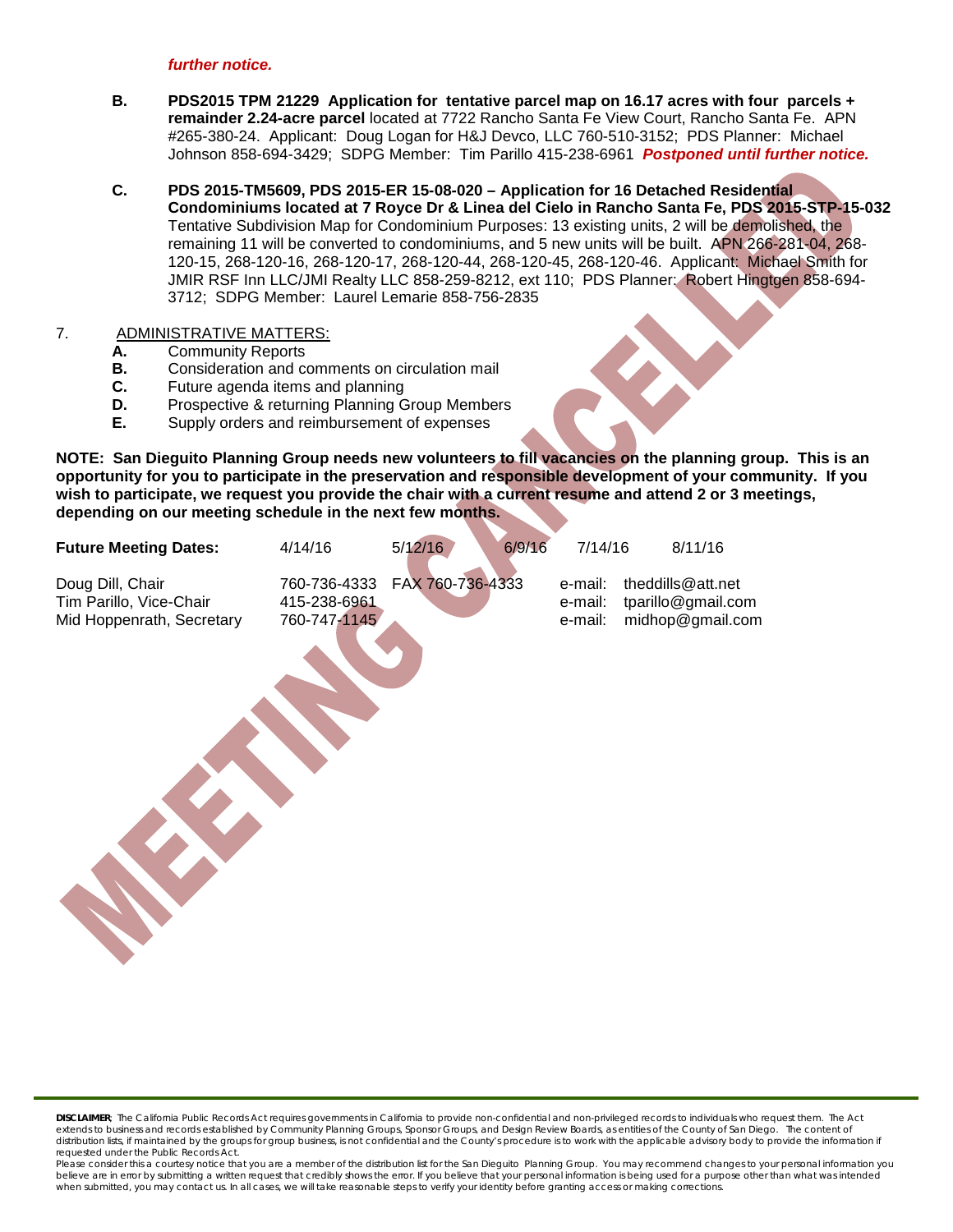***further notice.***

**B.** **PDS2015 TPM 21229 Application for tentative parcel map on 16.17 acres with four parcels + remainder 2.24-acre parcel** located at 7722 Rancho Santa Fe View Court, Rancho Santa Fe. APN #265-380-24. Applicant: Doug Logan for H&J Devco, LLC 760-510-3152; PDS Planner: Michael Johnson 858-694-3429; SDPG Member: Tim Parillo 415-238-6961 ***Postponed until further notice.***

**C.** **PDS 2015-TM5609, PDS 2015-ER 15-08-020 – Application for 16 Detached Residential Condominiums located at 7 Royce Dr & Linea del Cielo in Rancho Santa Fe, PDS 2015-STP-15-032** Tentative Subdivision Map for Condominium Purposes: 13 existing units, 2 will be demolished, the remaining 11 will be converted to condominiums, and 5 new units will be built. APN 266-281-04, 268-120-15, 268-120-16, 268-120-17, 268-120-44, 268-120-45, 268-120-46. Applicant: Michael Smith for JMIR RSF Inn LLC/JMI Realty LLC 858-259-8212, ext 110; PDS Planner: Robert Hingtgen 858-694-3712; SDPG Member: Laurel Lemarie 858-756-2835

7. ADMINISTRATIVE MATTERS:

**A.** Community Reports
**B.** Consideration and comments on circulation mail
**C.** Future agenda items and planning
**D.** Prospective & returning Planning Group Members
**E.** Supply orders and reimbursement of expenses

**NOTE: San Dieguito Planning Group needs new volunteers to fill vacancies on the planning group. This is an opportunity for you to participate in the preservation and responsible development of your community. If you wish to participate, we request you provide the chair with a current resume and attend 2 or 3 meetings, depending on our meeting schedule in the next few months.**

**Future Meeting Dates:** 4/14/16 5/12/16 6/9/16 7/14/16 8/11/16

| | | | |
|---|---|---|---|
| Doug Dill, Chair | 760-736-4333 | FAX 760-736-4333 | e-mail: theddills@att.net |
| Tim Parillo, Vice-Chair | 415-238-6961 | | e-mail: tparillo@gmail.com |
| Mid Hoppenrath, Secretary | 760-747-1145 | | e-mail: midhop@gmail.com |

MEETING CANCELLED

**DISCLAIMER**; The California Public Records Act requires governments in California to provide non-confidential and non-privileged records to individuals who request them. The Act extends to business and records established by Community Planning Groups, Sponsor Groups, and Design Review Boards, as entities of the County of San Diego. The content of distribution lists, if maintained by the groups for group business, is not confidential and the County's procedure is to work with the applicable advisory body to provide the information if requested under the Public Records Act.
Please consider this a courtesy notice that you are a member of the distribution list for the San Dieguito Planning Group. You may recommend changes to your personal information you believe are in error by submitting a written request that credibly shows the error. If you believe that your personal information is being used for a purpose other than what was intended when submitted, you may contact us. In all cases, we will take reasonable steps to verify your identity before granting access or making corrections.